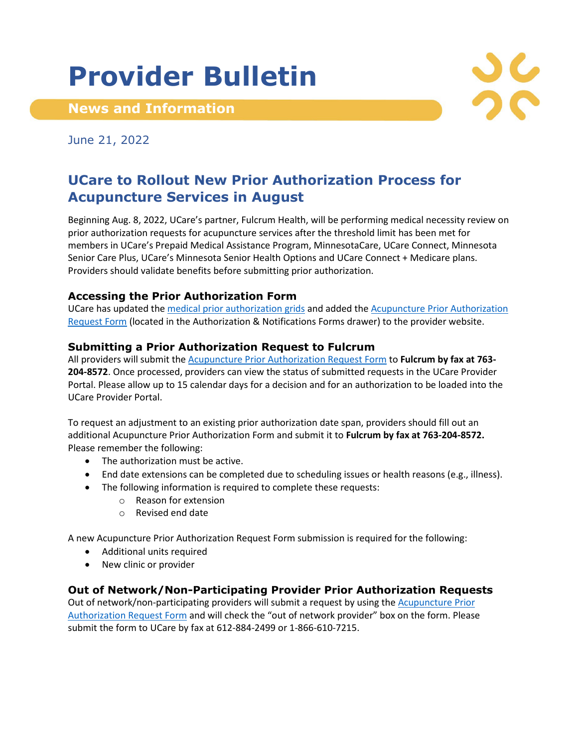# Provider Bulletin

## News and Information

June 21, 2022

## UCare to Rollout New Prior Authorization Process for Acupuncture Services in August

Beginning Aug. 8, 2022, UCare's partner, Fulcrum Health, will be performing medical necessity review on prior authorization requests for acupuncture services after the threshold limit has been met for members in UCare's Prepaid Medical Assistance Program, MinnesotaCare, UCare Connect, Minnesota Senior Care Plus, UCare's Minnesota Senior Health Options and UCare Connect + Medicare plans. Providers should validate benefits before submitting prior authorization.

### Accessing the Prior Authorization Form

UCare has updated the medical prior authorization grids and added the Acupuncture Prior Authorization Request Form (located in the Authorization & Notifications Forms drawer) to the provider website.

### Submitting a Prior Authorization Request to Fulcrum

All providers will submit the Acupuncture Prior Authorization Request Form to **Fulcrum by fax at 763-204-8572**. Once processed, providers can view the status of submitted requests in the UCare Provider Portal. Please allow up to 15 calendar days for a decision and for an authorization to be loaded into the UCare Provider Portal.

To request an adjustment to an existing prior authorization date span, providers should fill out an additional Acupuncture Prior Authorization Form and submit it to **Fulcrum by fax at 763-204-8572.** Please remember the following:

- The authorization must be active.
- End date extensions can be completed due to scheduling issues or health reasons (e.g., illness).
- The following information is required to complete these requests:
  - Reason for extension
  - Revised end date

A new Acupuncture Prior Authorization Request Form submission is required for the following:

- Additional units required
- New clinic or provider

### Out of Network/Non-Participating Provider Prior Authorization Requests

Out of network/non-participating providers will submit a request by using the Acupuncture Prior Authorization Request Form and will check the "out of network provider" box on the form. Please submit the form to UCare by fax at 612-884-2499 or 1-866-610-7215.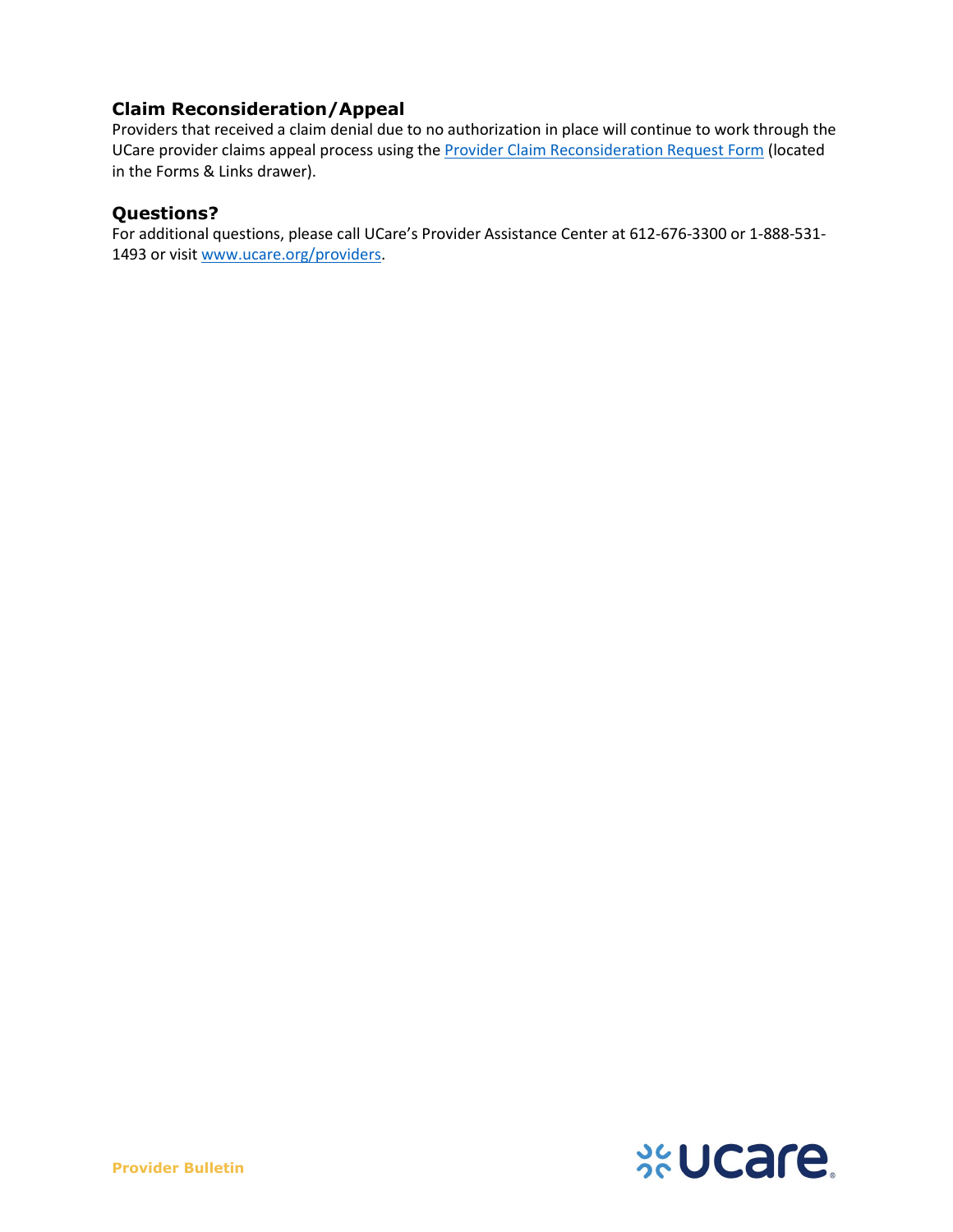### Claim Reconsideration/Appeal

Providers that received a claim denial due to no authorization in place will continue to work through the UCare provider claims appeal process using the [Provider Claim Reconsideration Request Form](#) (located in the Forms & Links drawer).

### Questions?

For additional questions, please call UCare's Provider Assistance Center at 612-676-3300 or 1-888-531-1493 or visit [www.ucare.org/providers](http://www.ucare.org/providers).